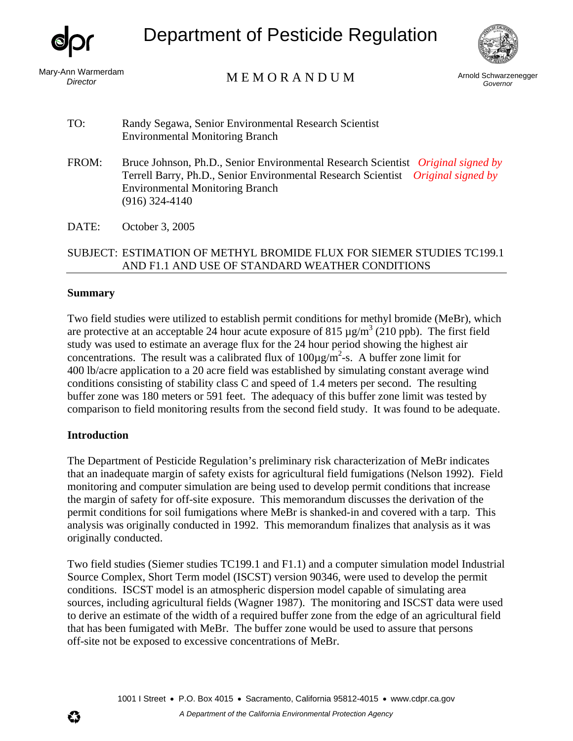# Department of Pesticide Regulation

Mary-Ann Warmerdam
*Director*

MEMORANDUM

Arnold Schwarzenegger
*Governor*

TO: Randy Segawa, Senior Environmental Research Scientist
Environmental Monitoring Branch

FROM: Bruce Johnson, Ph.D., Senior Environmental Research Scientist *Original signed by*
Terrell Barry, Ph.D., Senior Environmental Research Scientist *Original signed by*
Environmental Monitoring Branch
(916) 324-4140

DATE: October 3, 2005

SUBJECT: ESTIMATION OF METHYL BROMIDE FLUX FOR SIEMER STUDIES TC199.1 AND F1.1 AND USE OF STANDARD WEATHER CONDITIONS

## Summary

Two field studies were utilized to establish permit conditions for methyl bromide (MeBr), which are protective at an acceptable 24 hour acute exposure of 815 µg/m$^3$ (210 ppb). The first field study was used to estimate an average flux for the 24 hour period showing the highest air concentrations. The result was a calibrated flux of 100µg/m$^2$-s. A buffer zone limit for 400 lb/acre application to a 20 acre field was established by simulating constant average wind conditions consisting of stability class C and speed of 1.4 meters per second. The resulting buffer zone was 180 meters or 591 feet. The adequacy of this buffer zone limit was tested by comparison to field monitoring results from the second field study. It was found to be adequate.

## Introduction

The Department of Pesticide Regulation's preliminary risk characterization of MeBr indicates that an inadequate margin of safety exists for agricultural field fumigations (Nelson 1992). Field monitoring and computer simulation are being used to develop permit conditions that increase the margin of safety for off-site exposure. This memorandum discusses the derivation of the permit conditions for soil fumigations where MeBr is shanked-in and covered with a tarp. This analysis was originally conducted in 1992. This memorandum finalizes that analysis as it was originally conducted.

Two field studies (Siemer studies TC199.1 and F1.1) and a computer simulation model Industrial Source Complex, Short Term model (ISCST) version 90346, were used to develop the permit conditions. ISCST model is an atmospheric dispersion model capable of simulating area sources, including agricultural fields (Wagner 1987). The monitoring and ISCST data were used to derive an estimate of the width of a required buffer zone from the edge of an agricultural field that has been fumigated with MeBr. The buffer zone would be used to assure that persons off-site not be exposed to excessive concentrations of MeBr.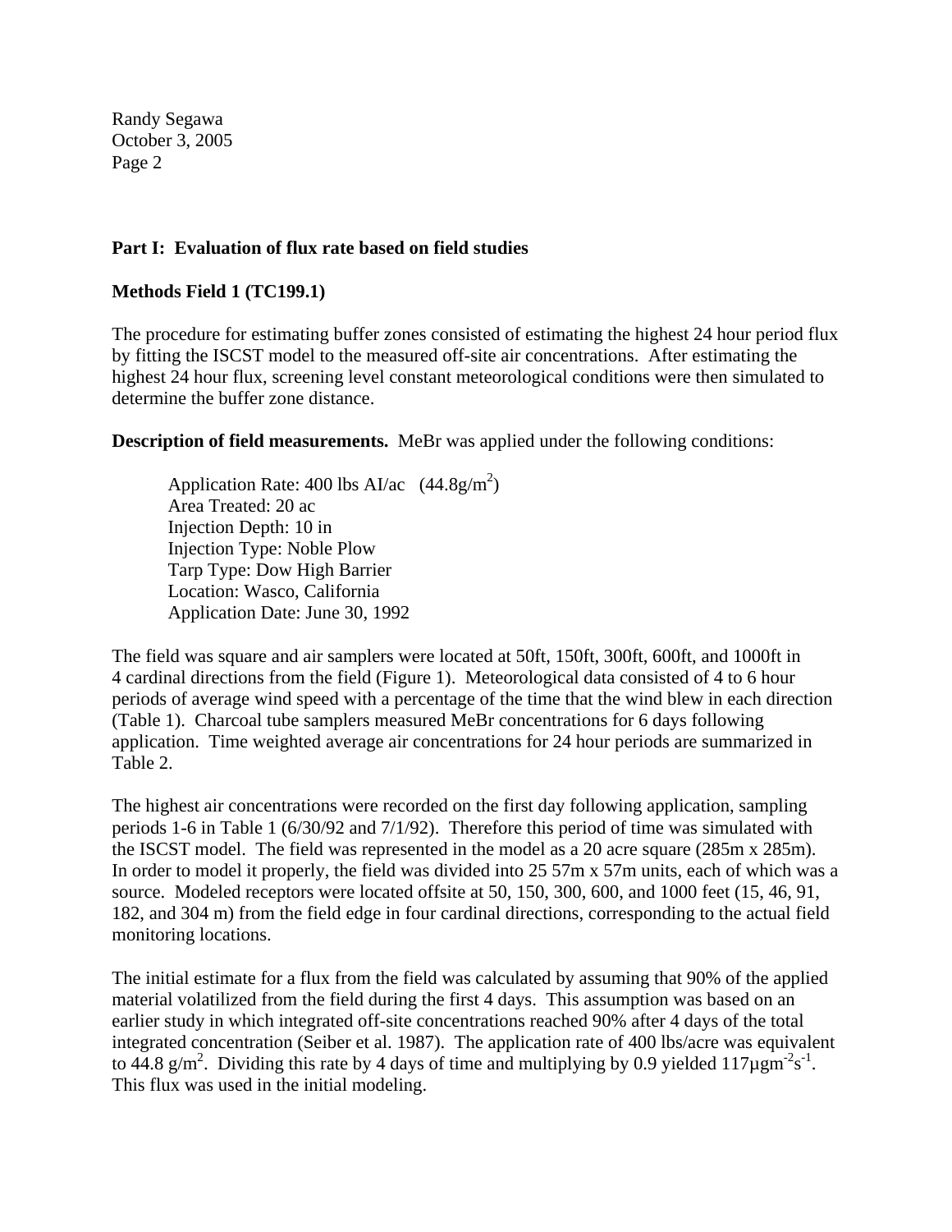## Part I: Evaluation of flux rate based on field studies

### Methods Field 1 (TC199.1)

The procedure for estimating buffer zones consisted of estimating the highest 24 hour period flux by fitting the ISCST model to the measured off-site air concentrations. After estimating the highest 24 hour flux, screening level constant meteorological conditions were then simulated to determine the buffer zone distance.

**Description of field measurements.** MeBr was applied under the following conditions:

> Application Rate: 400 lbs AI/ac ($44.8 g/m^2$)
> Area Treated: 20 ac
> Injection Depth: 10 in
> Injection Type: Noble Plow
> Tarp Type: Dow High Barrier
> Location: Wasco, California
> Application Date: June 30, 1992

The field was square and air samplers were located at 50ft, 150ft, 300ft, 600ft, and 1000ft in 4 cardinal directions from the field (Figure 1). Meteorological data consisted of 4 to 6 hour periods of average wind speed with a percentage of the time that the wind blew in each direction (Table 1). Charcoal tube samplers measured MeBr concentrations for 6 days following application. Time weighted average air concentrations for 24 hour periods are summarized in Table 2.

The highest air concentrations were recorded on the first day following application, sampling periods 1-6 in Table 1 (6/30/92 and 7/1/92). Therefore this period of time was simulated with the ISCST model. The field was represented in the model as a 20 acre square (285m x 285m). In order to model it properly, the field was divided into 25 57m x 57m units, each of which was a source. Modeled receptors were located offsite at 50, 150, 300, 600, and 1000 feet (15, 46, 91, 182, and 304 m) from the field edge in four cardinal directions, corresponding to the actual field monitoring locations.

The initial estimate for a flux from the field was calculated by assuming that 90% of the applied material volatilized from the field during the first 4 days. This assumption was based on an earlier study in which integrated off-site concentrations reached 90% after 4 days of the total integrated concentration (Seiber et al. 1987). The application rate of 400 lbs/acre was equivalent to $44.8 g/m^2$. Dividing this rate by 4 days of time and multiplying by 0.9 yielded $117 \mu g m^{-2} s^{-1}$. This flux was used in the initial modeling.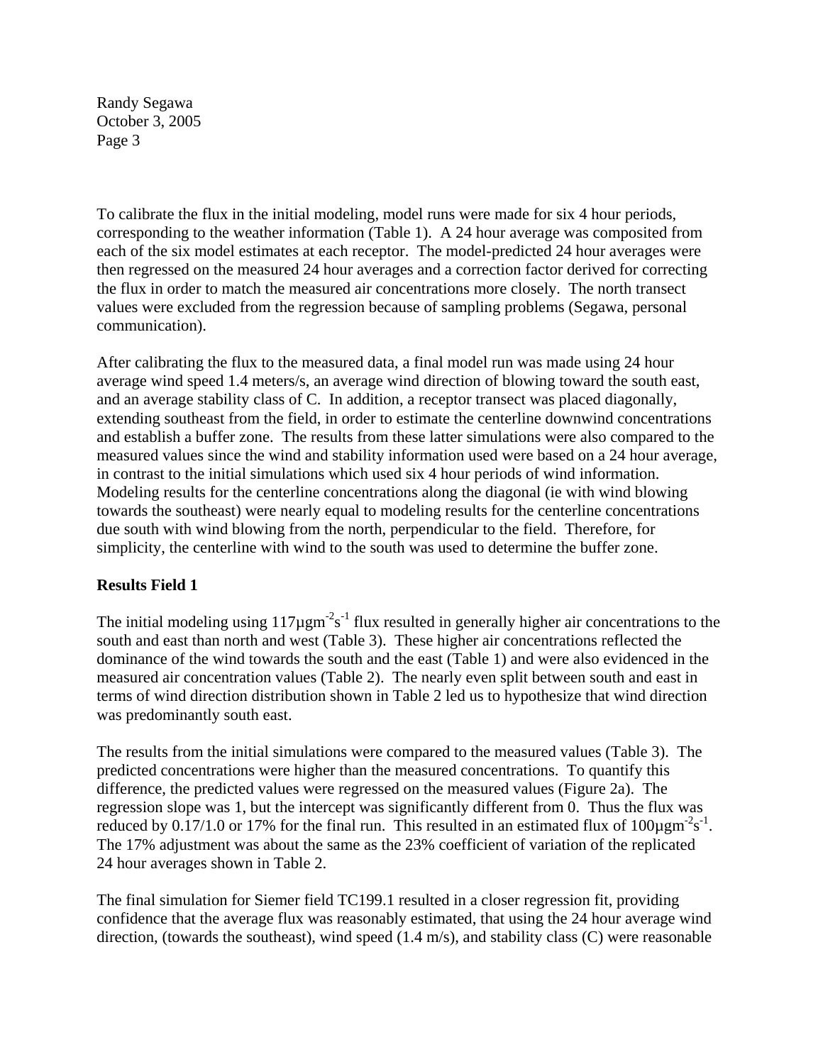To calibrate the flux in the initial modeling, model runs were made for six 4 hour periods, corresponding to the weather information (Table 1). A 24 hour average was composited from each of the six model estimates at each receptor. The model-predicted 24 hour averages were then regressed on the measured 24 hour averages and a correction factor derived for correcting the flux in order to match the measured air concentrations more closely. The north transect values were excluded from the regression because of sampling problems (Segawa, personal communication).

After calibrating the flux to the measured data, a final model run was made using 24 hour average wind speed 1.4 meters/s, an average wind direction of blowing toward the south east, and an average stability class of C. In addition, a receptor transect was placed diagonally, extending southeast from the field, in order to estimate the centerline downwind concentrations and establish a buffer zone. The results from these latter simulations were also compared to the measured values since the wind and stability information used were based on a 24 hour average, in contrast to the initial simulations which used six 4 hour periods of wind information. Modeling results for the centerline concentrations along the diagonal (ie with wind blowing towards the southeast) were nearly equal to modeling results for the centerline concentrations due south with wind blowing from the north, perpendicular to the field. Therefore, for simplicity, the centerline with wind to the south was used to determine the buffer zone.

**Results Field 1**

The initial modeling using 117$\mu gm^{-2}s^{-1}$ flux resulted in generally higher air concentrations to the south and east than north and west (Table 3). These higher air concentrations reflected the dominance of the wind towards the south and the east (Table 1) and were also evidenced in the measured air concentration values (Table 2). The nearly even split between south and east in terms of wind direction distribution shown in Table 2 led us to hypothesize that wind direction was predominantly south east.

The results from the initial simulations were compared to the measured values (Table 3). The predicted concentrations were higher than the measured concentrations. To quantify this difference, the predicted values were regressed on the measured values (Figure 2a). The regression slope was 1, but the intercept was significantly different from 0. Thus the flux was reduced by 0.17/1.0 or 17% for the final run. This resulted in an estimated flux of 100$\mu gm^{-2}s^{-1}$. The 17% adjustment was about the same as the 23% coefficient of variation of the replicated 24 hour averages shown in Table 2.

The final simulation for Siemer field TC199.1 resulted in a closer regression fit, providing confidence that the average flux was reasonably estimated, that using the 24 hour average wind direction, (towards the southeast), wind speed (1.4 m/s), and stability class (C) were reasonable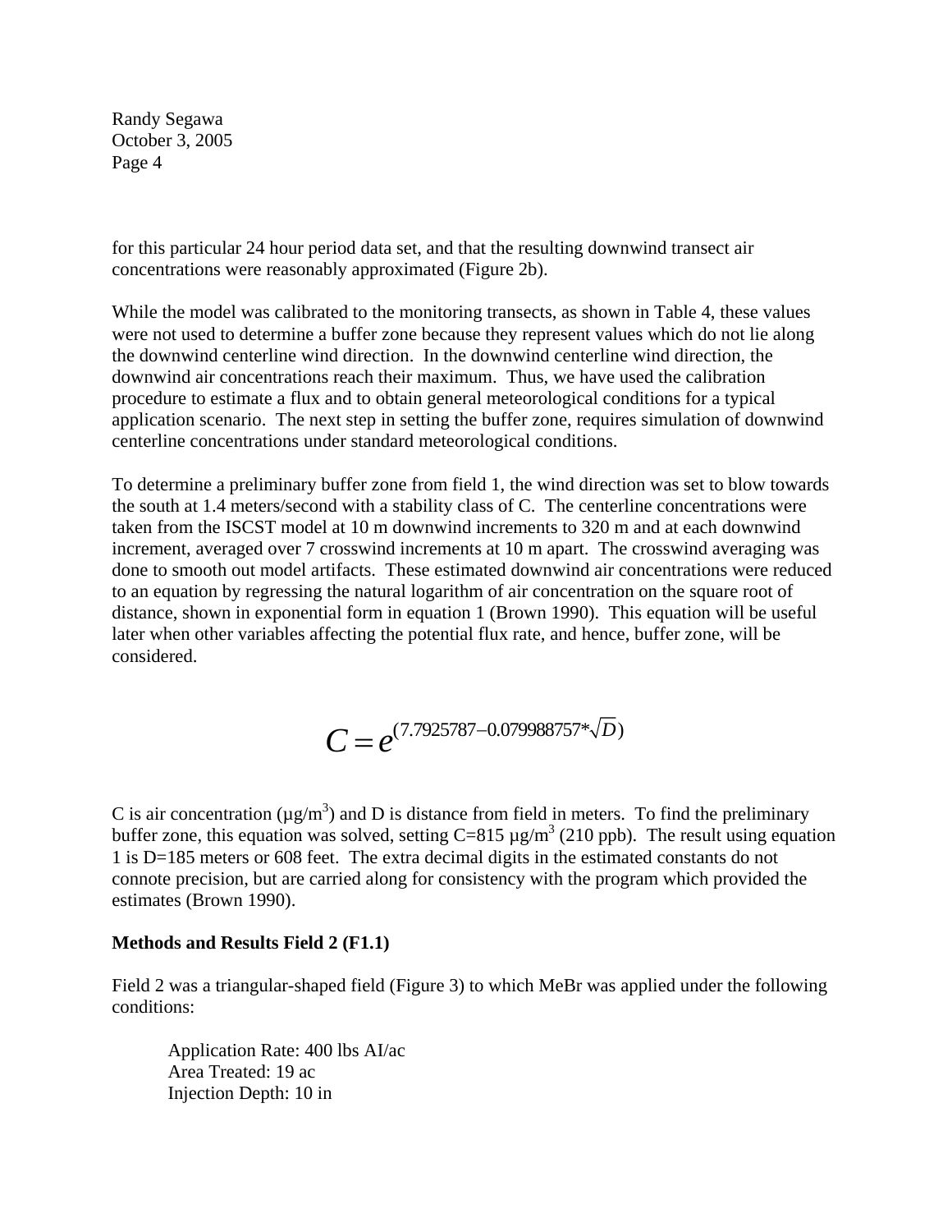for this particular 24 hour period data set, and that the resulting downwind transect air concentrations were reasonably approximated (Figure 2b).

While the model was calibrated to the monitoring transects, as shown in Table 4, these values were not used to determine a buffer zone because they represent values which do not lie along the downwind centerline wind direction. In the downwind centerline wind direction, the downwind air concentrations reach their maximum. Thus, we have used the calibration procedure to estimate a flux and to obtain general meteorological conditions for a typical application scenario. The next step in setting the buffer zone, requires simulation of downwind centerline concentrations under standard meteorological conditions.

To determine a preliminary buffer zone from field 1, the wind direction was set to blow towards the south at 1.4 meters/second with a stability class of C. The centerline concentrations were taken from the ISCST model at 10 m downwind increments to 320 m and at each downwind increment, averaged over 7 crosswind increments at 10 m apart. The crosswind averaging was done to smooth out model artifacts. These estimated downwind air concentrations were reduced to an equation by regressing the natural logarithm of air concentration on the square root of distance, shown in exponential form in equation 1 (Brown 1990). This equation will be useful later when other variables affecting the potential flux rate, and hence, buffer zone, will be considered.

$$C = e^{(7.7925787 - 0.079988757 * \sqrt{D})}$$

C is air concentration ($\mu g/m^3$) and D is distance from field in meters. To find the preliminary buffer zone, this equation was solved, setting C=815 $\mu g/m^3$ (210 ppb). The result using equation 1 is D=185 meters or 608 feet. The extra decimal digits in the estimated constants do not connote precision, but are carried along for consistency with the program which provided the estimates (Brown 1990).

**Methods and Results Field 2 (F1.1)**

Field 2 was a triangular-shaped field (Figure 3) to which MeBr was applied under the following conditions:

Application Rate: 400 lbs AI/ac  
Area Treated: 19 ac  
Injection Depth: 10 in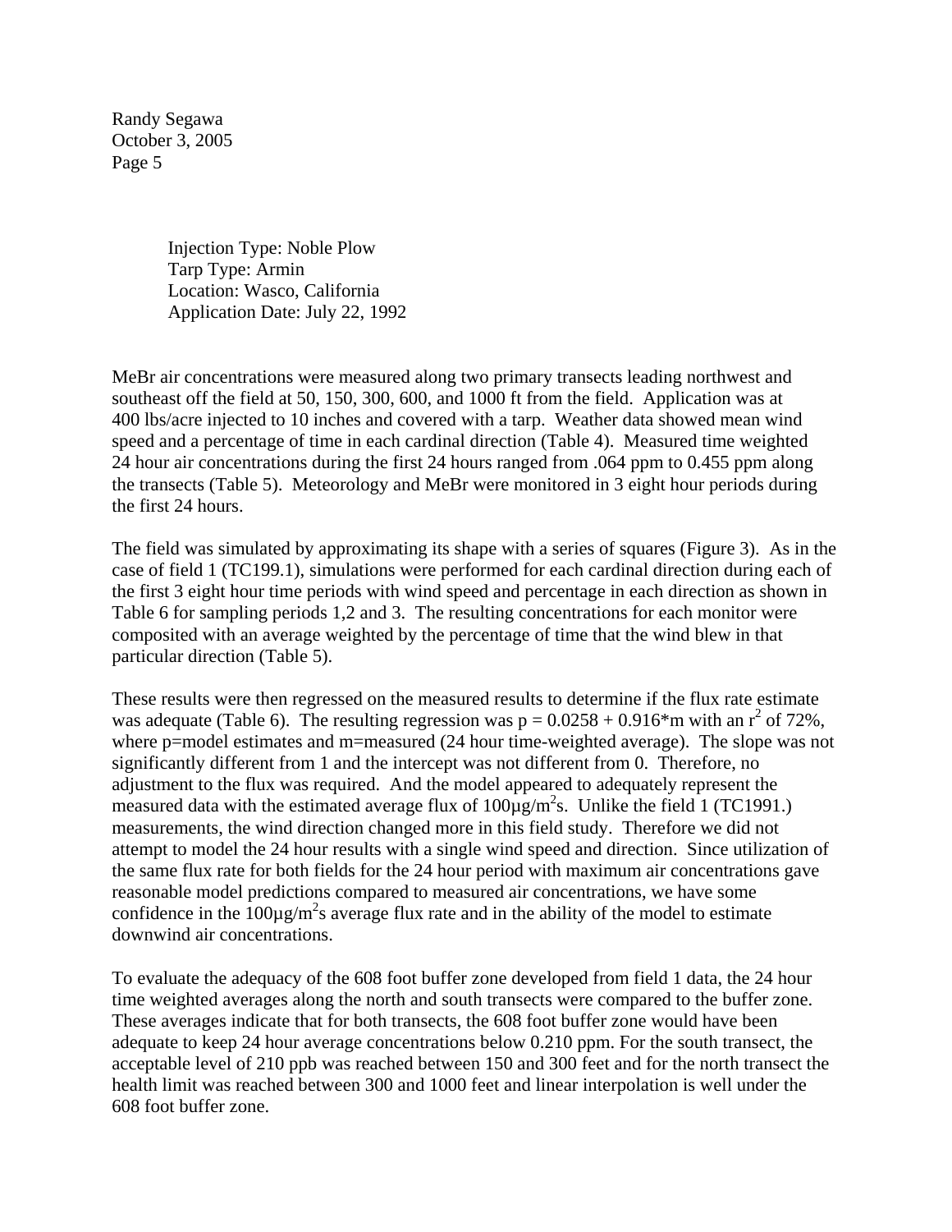Injection Type: Noble Plow
Tarp Type: Armin
Location: Wasco, California
Application Date: July 22, 1992

MeBr air concentrations were measured along two primary transects leading northwest and southeast off the field at 50, 150, 300, 600, and 1000 ft from the field. Application was at 400 lbs/acre injected to 10 inches and covered with a tarp. Weather data showed mean wind speed and a percentage of time in each cardinal direction (Table 4). Measured time weighted 24 hour air concentrations during the first 24 hours ranged from .064 ppm to 0.455 ppm along the transects (Table 5). Meteorology and MeBr were monitored in 3 eight hour periods during the first 24 hours.

The field was simulated by approximating its shape with a series of squares (Figure 3). As in the case of field 1 (TC199.1), simulations were performed for each cardinal direction during each of the first 3 eight hour time periods with wind speed and percentage in each direction as shown in Table 6 for sampling periods 1,2 and 3. The resulting concentrations for each monitor were composited with an average weighted by the percentage of time that the wind blew in that particular direction (Table 5).

These results were then regressed on the measured results to determine if the flux rate estimate was adequate (Table 6). The resulting regression was $p = 0.0258 + 0.916*m$ with an $r^2$ of 72%, where p=model estimates and m=measured (24 hour time-weighted average). The slope was not significantly different from 1 and the intercept was not different from 0. Therefore, no adjustment to the flux was required. And the model appeared to adequately represent the measured data with the estimated average flux of $100 \mu g/m^2 s$. Unlike the field 1 (TC1991.) measurements, the wind direction changed more in this field study. Therefore we did not attempt to model the 24 hour results with a single wind speed and direction. Since utilization of the same flux rate for both fields for the 24 hour period with maximum air concentrations gave reasonable model predictions compared to measured air concentrations, we have some confidence in the $100 \mu g/m^2 s$ average flux rate and in the ability of the model to estimate downwind air concentrations.

To evaluate the adequacy of the 608 foot buffer zone developed from field 1 data, the 24 hour time weighted averages along the north and south transects were compared to the buffer zone. These averages indicate that for both transects, the 608 foot buffer zone would have been adequate to keep 24 hour average concentrations below 0.210 ppm. For the south transect, the acceptable level of 210 ppb was reached between 150 and 300 feet and for the north transect the health limit was reached between 300 and 1000 feet and linear interpolation is well under the 608 foot buffer zone.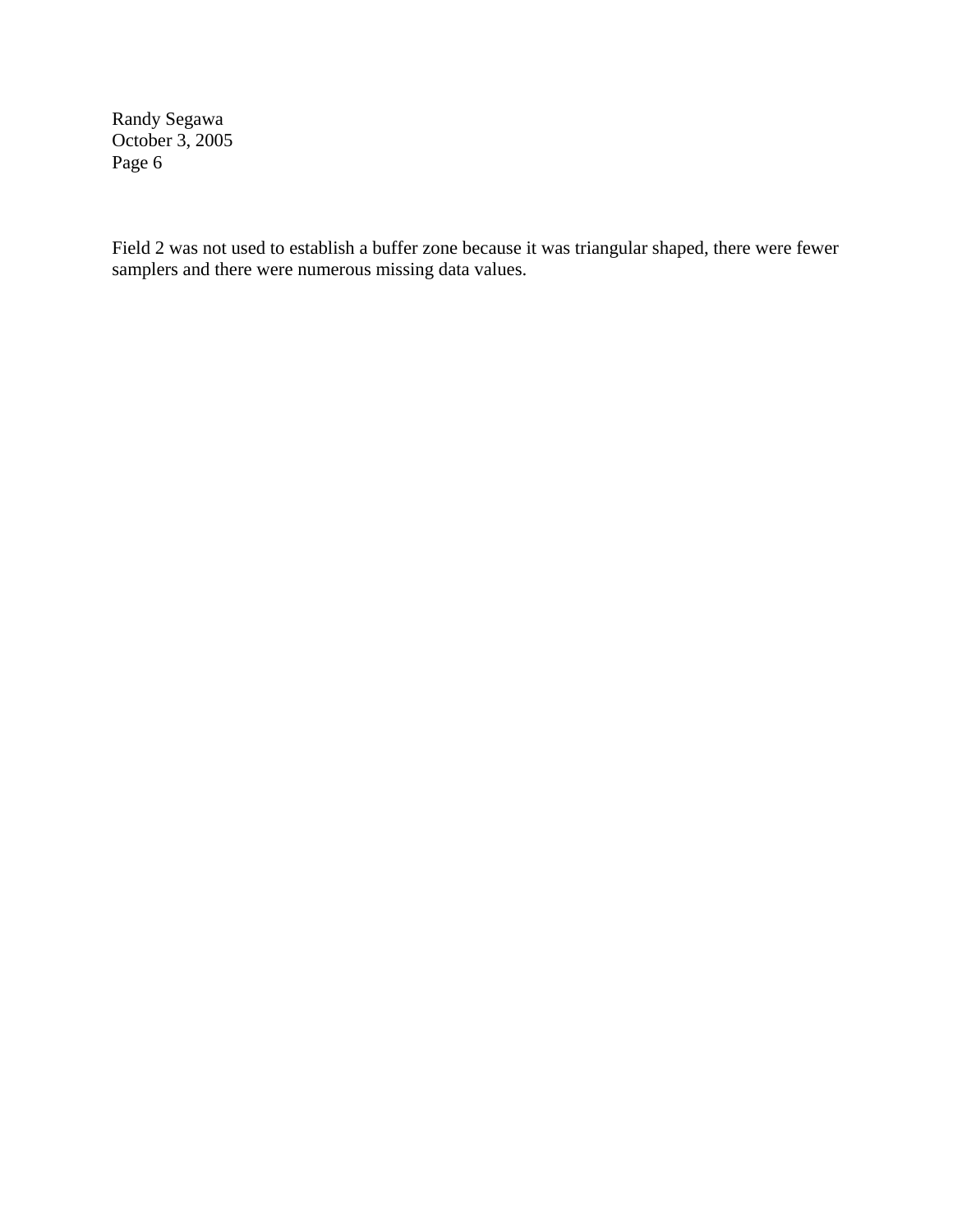Field 2 was not used to establish a buffer zone because it was triangular shaped, there were fewer samplers and there were numerous missing data values.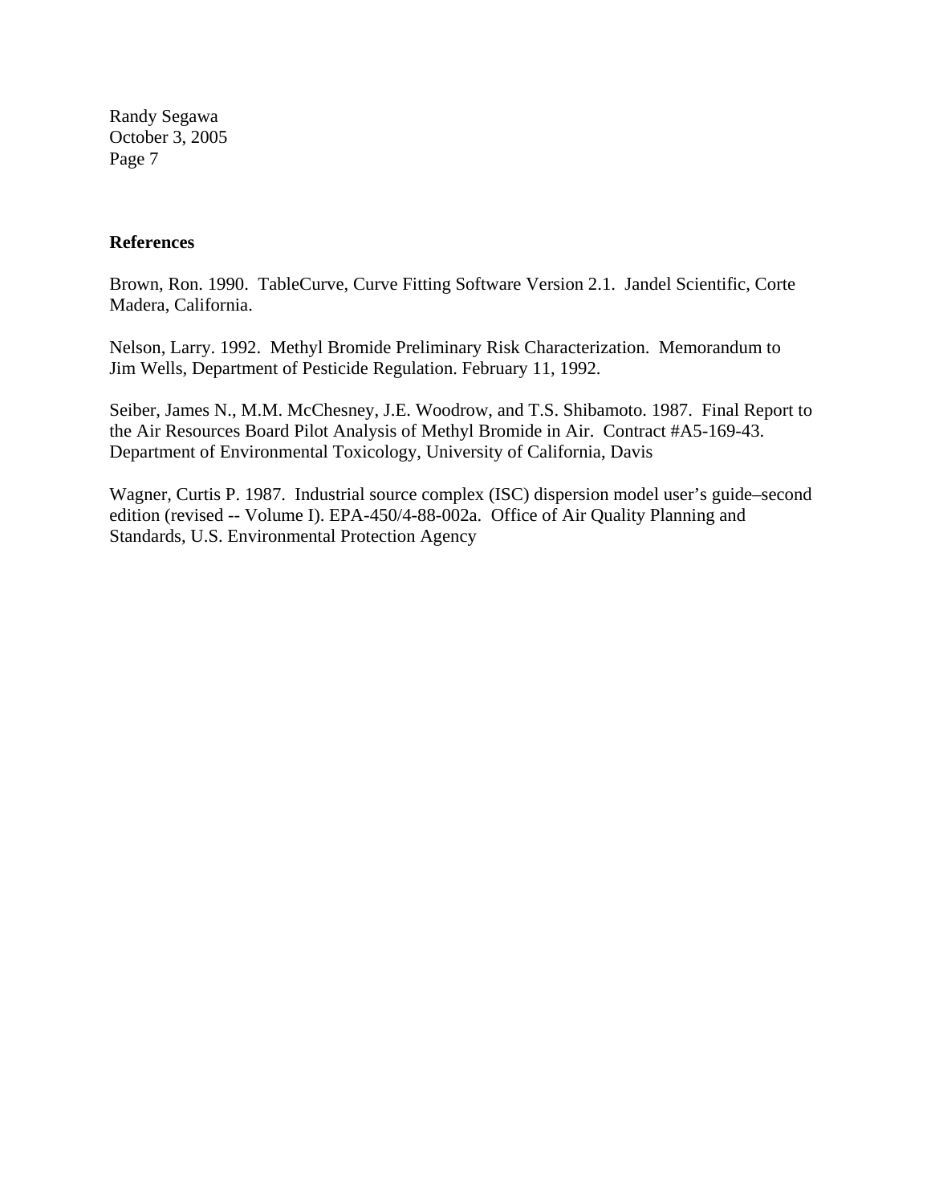**References**

Brown, Ron. 1990. TableCurve, Curve Fitting Software Version 2.1. Jandel Scientific, Corte Madera, California.

Nelson, Larry. 1992. Methyl Bromide Preliminary Risk Characterization. Memorandum to Jim Wells, Department of Pesticide Regulation. February 11, 1992.

Seiber, James N., M.M. McChesney, J.E. Woodrow, and T.S. Shibamoto. 1987. Final Report to the Air Resources Board Pilot Analysis of Methyl Bromide in Air. Contract #A5-169-43. Department of Environmental Toxicology, University of California, Davis

Wagner, Curtis P. 1987. Industrial source complex (ISC) dispersion model user's guide–second edition (revised -- Volume I). EPA-450/4-88-002a. Office of Air Quality Planning and Standards, U.S. Environmental Protection Agency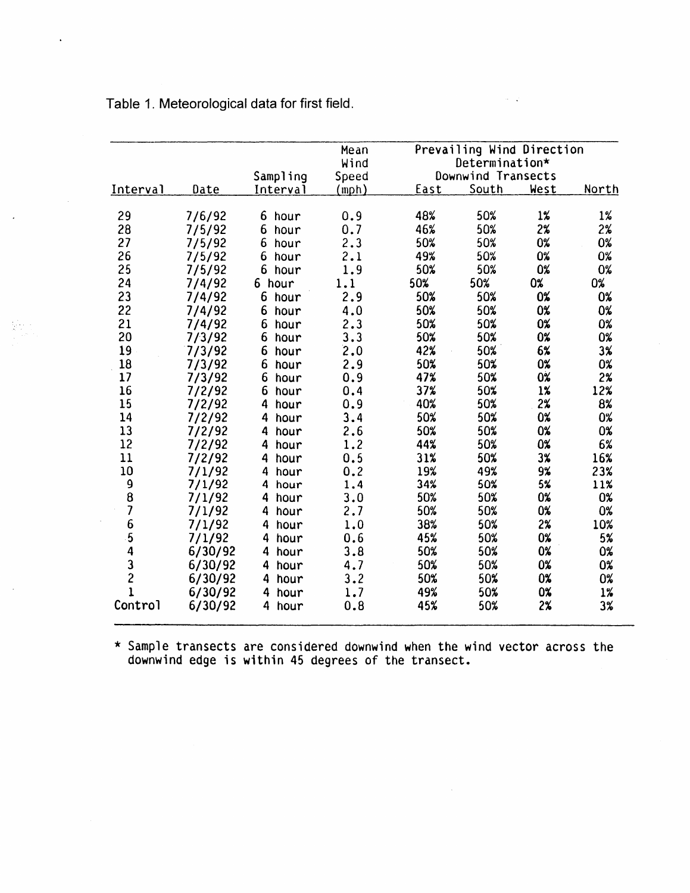Table 1. Meteorological data for first field.

| Interval | Date | Sampling Interval | Mean Wind Speed (mph) | Prevailing Wind Direction Determination* Downwind Transects East | South | West | North |
|---|---|---|---|---|---|---|---|
| 29 | 7/6/92 | 6 hour | 0.9 | 48% | 50% | 1% | 1% |
| 28 | 7/5/92 | 6 hour | 0.7 | 46% | 50% | 2% | 2% |
| 27 | 7/5/92 | 6 hour | 2.3 | 50% | 50% | 0% | 0% |
| 26 | 7/5/92 | 6 hour | 2.1 | 49% | 50% | 0% | 0% |
| 25 | 7/5/92 | 6 hour | 1.9 | 50% | 50% | 0% | 0% |
| 24 | 7/4/92 | 6 hour | 1.1 | 50% | 50% | 0% | 0% |
| 23 | 7/4/92 | 6 hour | 2.9 | 50% | 50% | 0% | 0% |
| 22 | 7/4/92 | 6 hour | 4.0 | 50% | 50% | 0% | 0% |
| 21 | 7/4/92 | 6 hour | 2.3 | 50% | 50% | 0% | 0% |
| 20 | 7/3/92 | 6 hour | 3.3 | 50% | 50% | 0% | 0% |
| 19 | 7/3/92 | 6 hour | 2.0 | 42% | 50% | 6% | 3% |
| 18 | 7/3/92 | 6 hour | 2.9 | 50% | 50% | 0% | 0% |
| 17 | 7/3/92 | 6 hour | 0.9 | 47% | 50% | 0% | 2% |
| 16 | 7/2/92 | 6 hour | 0.4 | 37% | 50% | 1% | 12% |
| 15 | 7/2/92 | 4 hour | 0.9 | 40% | 50% | 2% | 8% |
| 14 | 7/2/92 | 4 hour | 3.4 | 50% | 50% | 0% | 0% |
| 13 | 7/2/92 | 4 hour | 2.6 | 50% | 50% | 0% | 0% |
| 12 | 7/2/92 | 4 hour | 1.2 | 44% | 50% | 0% | 6% |
| 11 | 7/2/92 | 4 hour | 0.5 | 31% | 50% | 3% | 16% |
| 10 | 7/1/92 | 4 hour | 0.2 | 19% | 49% | 9% | 23% |
| 9 | 7/1/92 | 4 hour | 1.4 | 34% | 50% | 5% | 11% |
| 8 | 7/1/92 | 4 hour | 3.0 | 50% | 50% | 0% | 0% |
| 7 | 7/1/92 | 4 hour | 2.7 | 50% | 50% | 0% | 0% |
| 6 | 7/1/92 | 4 hour | 1.0 | 38% | 50% | 2% | 10% |
| 5 | 7/1/92 | 4 hour | 0.6 | 45% | 50% | 0% | 5% |
| 4 | 6/30/92 | 4 hour | 3.8 | 50% | 50% | 0% | 0% |
| 3 | 6/30/92 | 4 hour | 4.7 | 50% | 50% | 0% | 0% |
| 2 | 6/30/92 | 4 hour | 3.2 | 50% | 50% | 0% | 0% |
| 1 | 6/30/92 | 4 hour | 1.7 | 49% | 50% | 0% | 1% |
| Control | 6/30/92 | 4 hour | 0.8 | 45% | 50% | 2% | 3% |

* Sample transects are considered downwind when the wind vector across the downwind edge is within 45 degrees of the transect.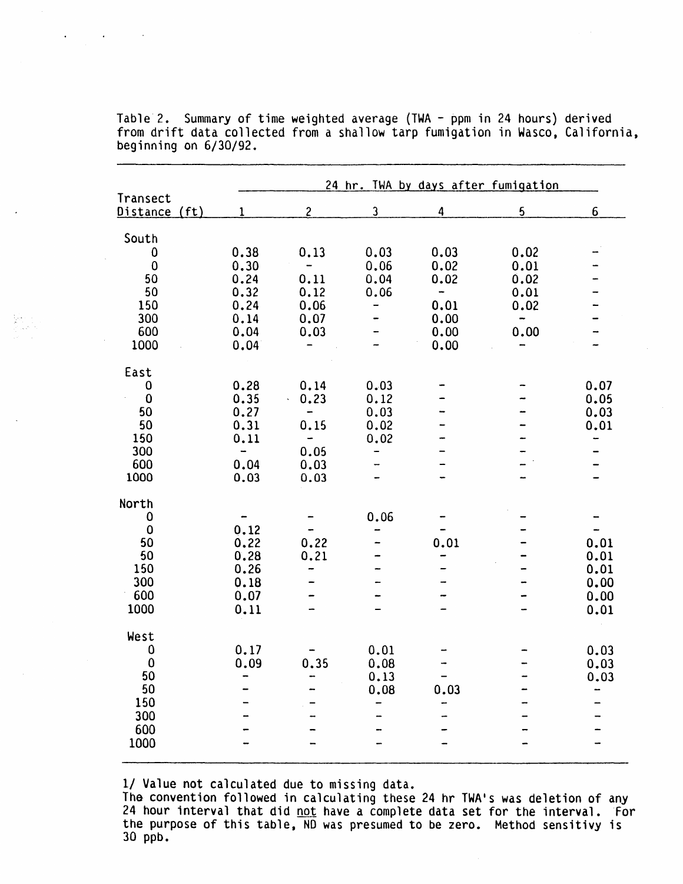Table 2. Summary of time weighted average (TWA - ppm in 24 hours) derived from drift data collected from a shallow tarp fumigation in Wasco, California, beginning on 6/30/92.

| Transect Distance (ft) | 24 hr. TWA by days after fumigation | | | | | |
|---|---|---|---|---|---|---|
| | 1 | 2 | 3 | 4 | 5 | 6 |
| **South** | | | | | | |
| 0 | 0.38 | 0.13 | 0.03 | 0.03 | 0.02 | - |
| 0 | 0.30 | - | 0.06 | 0.02 | 0.01 | - |
| 50 | 0.24 | 0.11 | 0.04 | 0.02 | 0.02 | - |
| 50 | 0.32 | 0.12 | 0.06 | - | 0.01 | - |
| 150 | 0.24 | 0.06 | - | 0.01 | 0.02 | - |
| 300 | 0.14 | 0.07 | - | 0.00 | - | - |
| 600 | 0.04 | 0.03 | - | 0.00 | 0.00 | - |
| 1000 | 0.04 | - | - | 0.00 | - | - |
| **East** | | | | | | |
| 0 | 0.28 | 0.14 | 0.03 | - | - | 0.07 |
| 0 | 0.35 | 0.23 | 0.12 | - | - | 0.05 |
| 50 | 0.27 | - | 0.03 | - | - | 0.03 |
| 50 | 0.31 | 0.15 | 0.02 | - | - | 0.01 |
| 150 | 0.11 | - | 0.02 | - | - | - |
| 300 | - | 0.05 | - | - | - | - |
| 600 | 0.04 | 0.03 | - | - | - | - |
| 1000 | 0.03 | 0.03 | - | - | - | - |
| **North** | | | | | | |
| 0 | - | - | 0.06 | - | - | - |
| 0 | 0.12 | - | - | - | - | - |
| 50 | 0.22 | 0.22 | - | 0.01 | - | 0.01 |
| 50 | 0.28 | 0.21 | - | - | - | 0.01 |
| 150 | 0.26 | - | - | - | - | 0.01 |
| 300 | 0.18 | - | - | - | - | 0.00 |
| 600 | 0.07 | - | - | - | - | 0.00 |
| 1000 | 0.11 | - | - | - | - | 0.01 |
| **West** | | | | | | |
| 0 | 0.17 | - | 0.01 | - | - | 0.03 |
| 0 | 0.09 | 0.35 | 0.08 | - | - | 0.03 |
| 50 | - | - | 0.13 | - | - | 0.03 |
| 50 | - | - | 0.08 | 0.03 | - | - |
| 150 | - | - | - | - | - | - |
| 300 | - | - | - | - | - | - |
| 600 | - | - | - | - | - | - |
| 1000 | - | - | - | - | - | - |

1/ Value not calculated due to missing data.
The convention followed in calculating these 24 hr TWA's was deletion of any 24 hour interval that did <u>not</u> have a complete data set for the interval. For the purpose of this table, ND was presumed to be zero. Method sensitivy is 30 ppb.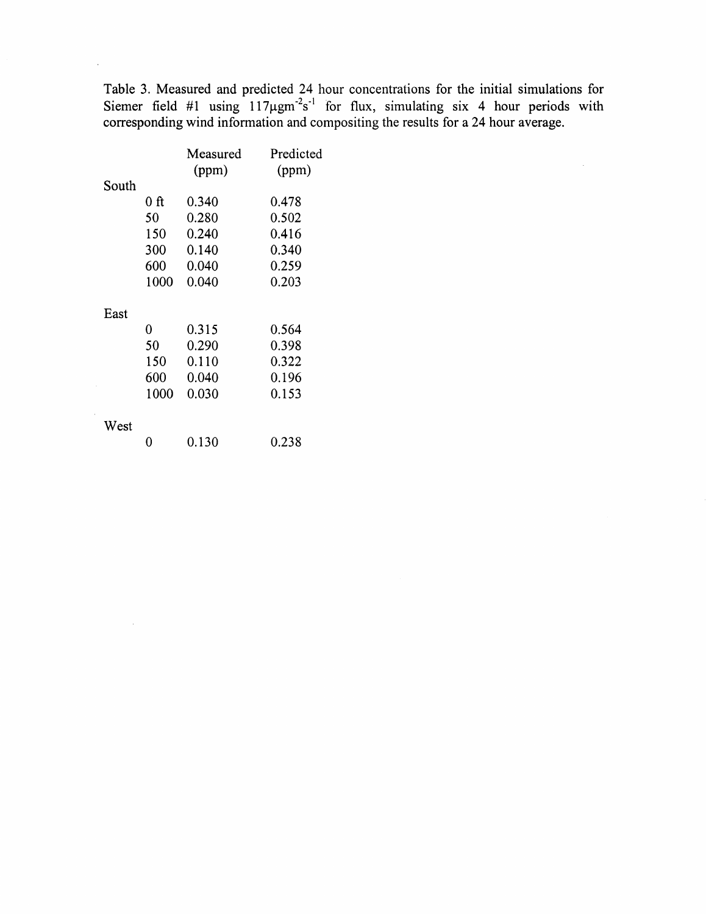Table 3. Measured and predicted 24 hour concentrations for the initial simulations for Siemer field #1 using 117$\mu gm^{-2}s^{-1}$ for flux, simulating six 4 hour periods with corresponding wind information and compositing the results for a 24 hour average.

| | | Measured (ppm) | Predicted (ppm) |
|---|---|---|---|
| South | | | |
| | 0 ft | 0.340 | 0.478 |
| | 50 | 0.280 | 0.502 |
| | 150 | 0.240 | 0.416 |
| | 300 | 0.140 | 0.340 |
| | 600 | 0.040 | 0.259 |
| | 1000 | 0.040 | 0.203 |
| East | | | |
| | 0 | 0.315 | 0.564 |
| | 50 | 0.290 | 0.398 |
| | 150 | 0.110 | 0.322 |
| | 600 | 0.040 | 0.196 |
| | 1000 | 0.030 | 0.153 |
| West | | | |
| | 0 | 0.130 | 0.238 |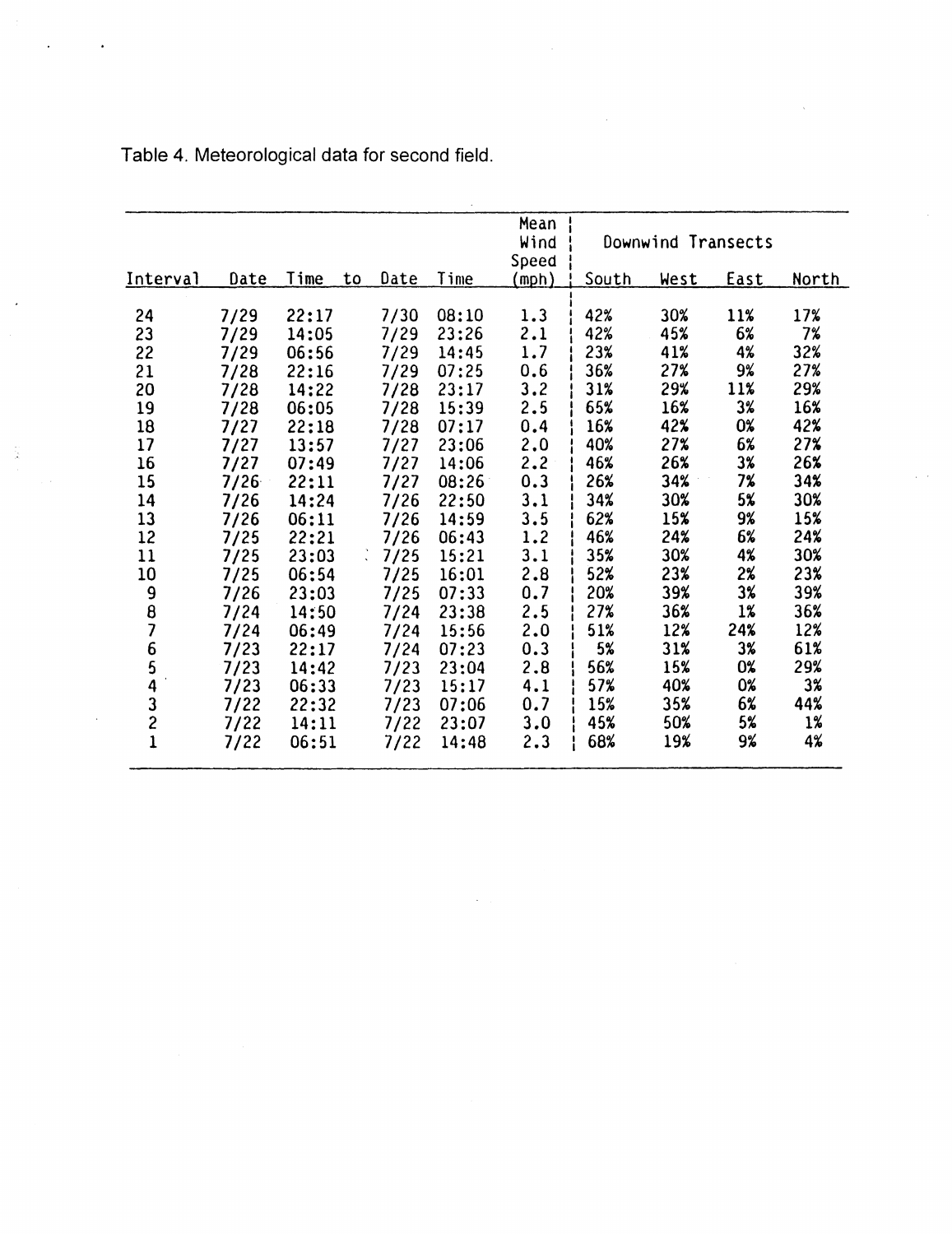Table 4. Meteorological data for second field.

| Interval | Date | Time | to | Date | Time | Mean Wind Speed (mph) | Downwind Transects South | West | East | North |
|---|---|---|---|---|---|---|---|---|---|---|
| 24 | 7/29 | 22:17 | | 7/30 | 08:10 | 1.3 | 42% | 30% | 11% | 17% |
| 23 | 7/29 | 14:05 | | 7/29 | 23:26 | 2.1 | 42% | 45% | 6% | 7% |
| 22 | 7/29 | 06:56 | | 7/29 | 14:45 | 1.7 | 23% | 41% | 4% | 32% |
| 21 | 7/28 | 22:16 | | 7/29 | 07:25 | 0.6 | 36% | 27% | 9% | 27% |
| 20 | 7/28 | 14:22 | | 7/28 | 23:17 | 3.2 | 31% | 29% | 11% | 29% |
| 19 | 7/28 | 06:05 | | 7/28 | 15:39 | 2.5 | 65% | 16% | 3% | 16% |
| 18 | 7/27 | 22:18 | | 7/28 | 07:17 | 0.4 | 16% | 42% | 0% | 42% |
| 17 | 7/27 | 13:57 | | 7/27 | 23:06 | 2.0 | 40% | 27% | 6% | 27% |
| 16 | 7/27 | 07:49 | | 7/27 | 14:06 | 2.2 | 46% | 26% | 3% | 26% |
| 15 | 7/26 | 22:11 | | 7/27 | 08:26 | 0.3 | 26% | 34% | 7% | 34% |
| 14 | 7/26 | 14:24 | | 7/26 | 22:50 | 3.1 | 34% | 30% | 5% | 30% |
| 13 | 7/26 | 06:11 | | 7/26 | 14:59 | 3.5 | 62% | 15% | 9% | 15% |
| 12 | 7/25 | 22:21 | | 7/26 | 06:43 | 1.2 | 46% | 24% | 6% | 24% |
| 11 | 7/25 | 23:03 | | 7/25 | 15:21 | 3.1 | 35% | 30% | 4% | 30% |
| 10 | 7/25 | 06:54 | | 7/25 | 16:01 | 2.8 | 52% | 23% | 2% | 23% |
| 9 | 7/26 | 23:03 | | 7/25 | 07:33 | 0.7 | 20% | 39% | 3% | 39% |
| 8 | 7/24 | 14:50 | | 7/24 | 23:38 | 2.5 | 27% | 36% | 1% | 36% |
| 7 | 7/24 | 06:49 | | 7/24 | 15:56 | 2.0 | 51% | 12% | 24% | 12% |
| 6 | 7/23 | 22:17 | | 7/24 | 07:23 | 0.3 | 5% | 31% | 3% | 61% |
| 5 | 7/23 | 14:42 | | 7/23 | 23:04 | 2.8 | 56% | 15% | 0% | 29% |
| 4 | 7/23 | 06:33 | | 7/23 | 15:17 | 4.1 | 57% | 40% | 0% | 3% |
| 3 | 7/22 | 22:32 | | 7/23 | 07:06 | 0.7 | 15% | 35% | 6% | 44% |
| 2 | 7/22 | 14:11 | | 7/22 | 23:07 | 3.0 | 45% | 50% | 5% | 1% |
| 1 | 7/22 | 06:51 | | 7/22 | 14:48 | 2.3 | 68% | 19% | 9% | 4% |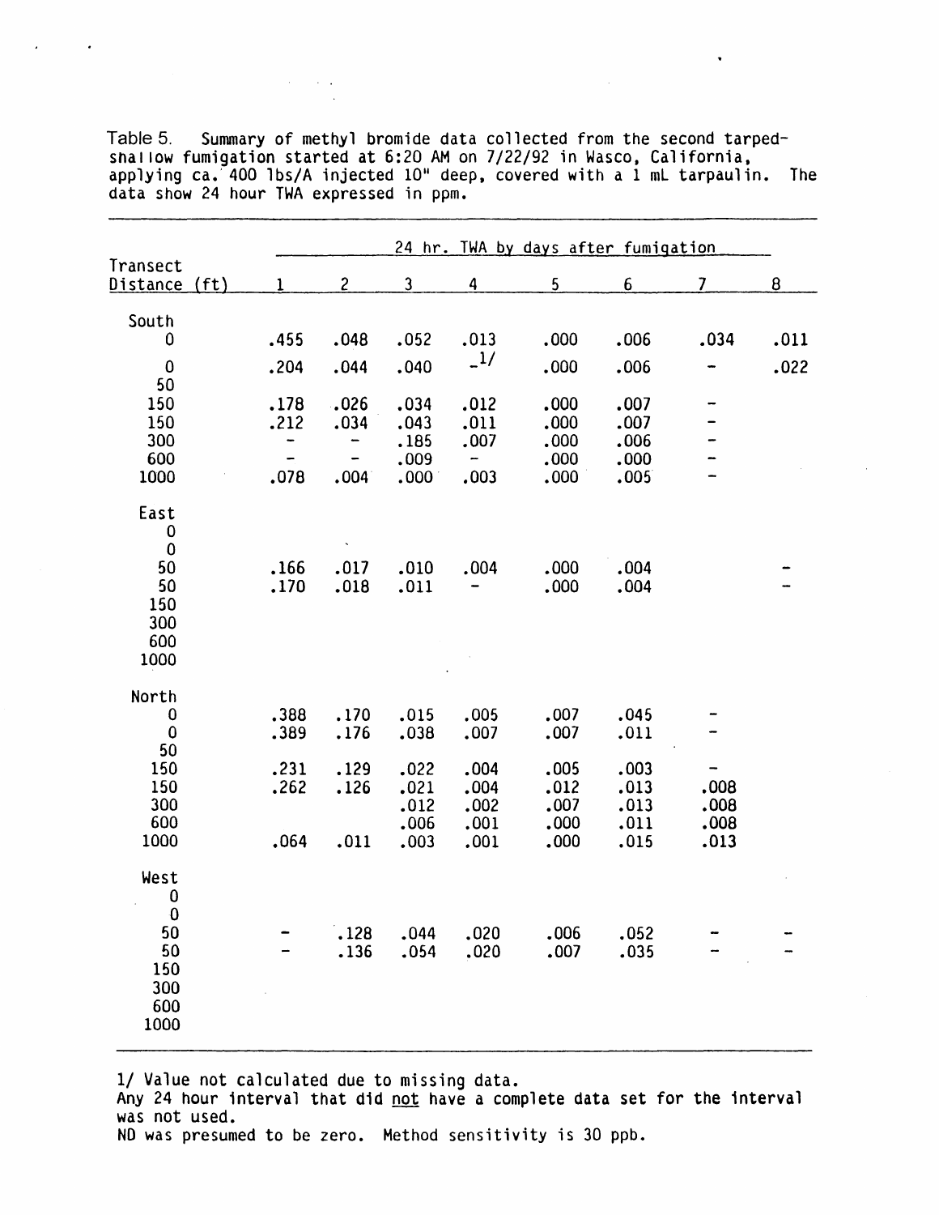Table 5. Summary of methyl bromide data collected from the second tarped-shallow fumigation started at 6:20 AM on 7/22/92 in Wasco, California, applying ca. 400 lbs/A injected 10" deep, covered with a 1 mL tarpaulin. The data show 24 hour TWA expressed in ppm.

| Transect | 24 hr. TWA by days after fumigation | | | | | | | |
|---|---|---|---|---|---|---|---|---|
| Distance (ft) | 1 | 2 | 3 | 4 | 5 | 6 | 7 | 8 |
| **South** | | | | | | | | |
| 0 | .455 | .048 | .052 | .013 | .000 | .006 | .034 | .011 |
| 0 | .204 | .044 | .040 | -[1/] | .000 | .006 | - | .022 |
| 50 | | | | | | | | |
| 150 | .178 | .026 | .034 | .012 | .000 | .007 | - | |
| 150 | .212 | .034 | .043 | .011 | .000 | .007 | - | |
| 300 | - | - | .185 | .007 | .000 | .006 | - | |
| 600 | - | - | .009 | - | .000 | .000 | - | |
| 1000 | .078 | .004 | .000 | .003 | .000 | .005 | - | |
| **East** | | | | | | | | |
| 0 | | | | | | | | |
| 0 | | | | | | | | |
| 50 | .166 | .017 | .010 | .004 | .000 | .004 | | - |
| 50 | .170 | .018 | .011 | - | .000 | .004 | | - |
| 150 | | | | | | | | |
| 300 | | | | | | | | |
| 600 | | | | | | | | |
| 1000 | | | | | | | | |
| **North** | | | | | | | | |
| 0 | .388 | .170 | .015 | .005 | .007 | .045 | - | |
| 0 | .389 | .176 | .038 | .007 | .007 | .011 | - | |
| 50 | | | | | | | | |
| 150 | .231 | .129 | .022 | .004 | .005 | .003 | - | |
| 150 | .262 | .126 | .021 | .004 | .012 | .013 | .008 | |
| 300 | | | .012 | .002 | .007 | .013 | .008 | |
| 600 | | | .006 | .001 | .000 | .011 | .008 | |
| 1000 | .064 | .011 | .003 | .001 | .000 | .015 | .013 | |
| **West** | | | | | | | | |
| 0 | | | | | | | | |
| 0 | | | | | | | | |
| 50 | - | .128 | .044 | .020 | .006 | .052 | - | - |
| 50 | - | .136 | .054 | .020 | .007 | .035 | - | - |
| 150 | | | | | | | | |
| 300 | | | | | | | | |
| 600 | | | | | | | | |
| 1000 | | | | | | | | |

1/ Value not calculated due to missing data.
Any 24 hour interval that did not have a complete data set for the interval was not used.
ND was presumed to be zero. Method sensitivity is 30 ppb.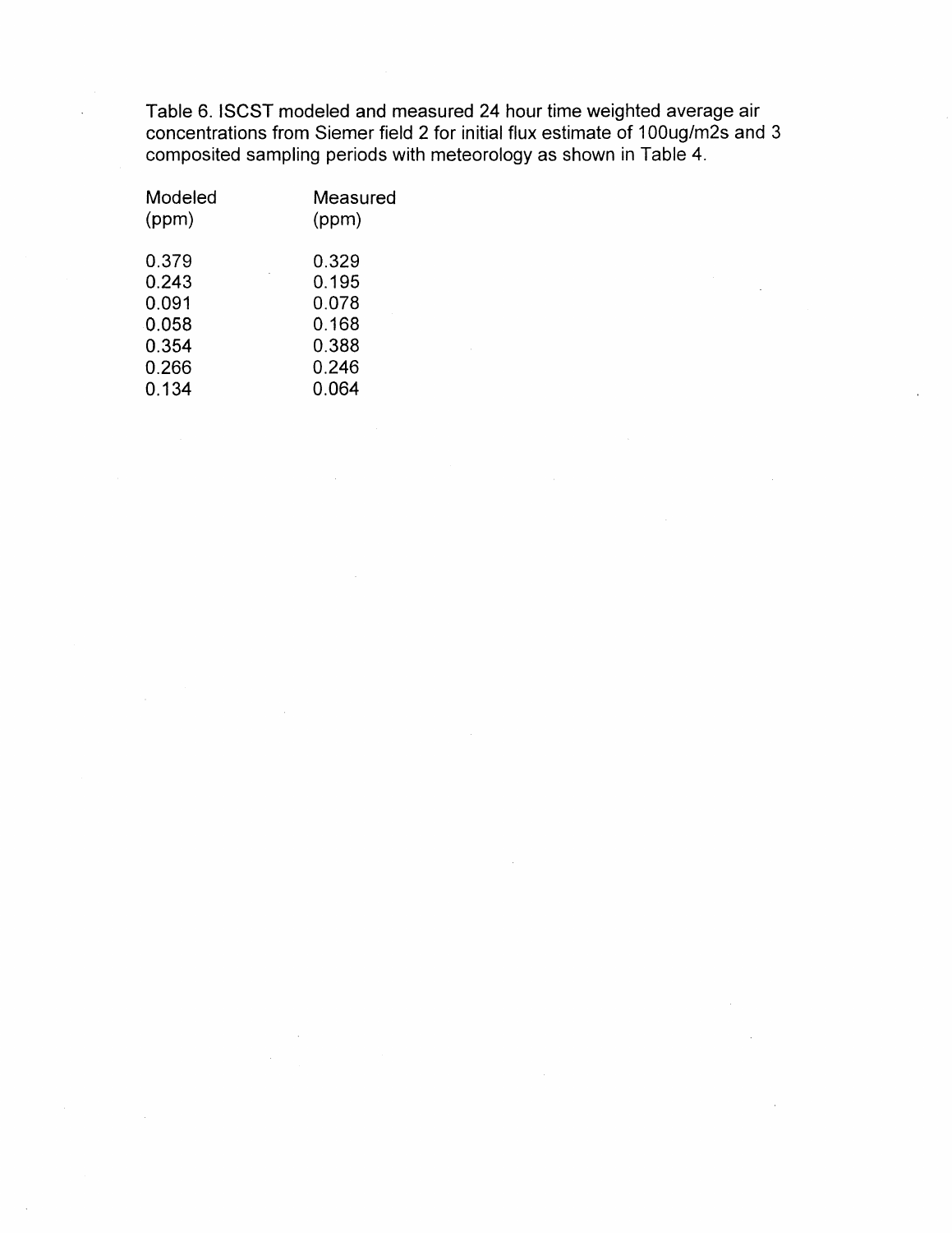Table 6. ISCST modeled and measured 24 hour time weighted average air concentrations from Siemer field 2 for initial flux estimate of 100ug/m2s and 3 composited sampling periods with meteorology as shown in Table 4.

| Modeled (ppm) | Measured (ppm) |
| --- | --- |
| 0.379 | 0.329 |
| 0.243 | 0.195 |
| 0.091 | 0.078 |
| 0.058 | 0.168 |
| 0.354 | 0.388 |
| 0.266 | 0.246 |
| 0.134 | 0.064 |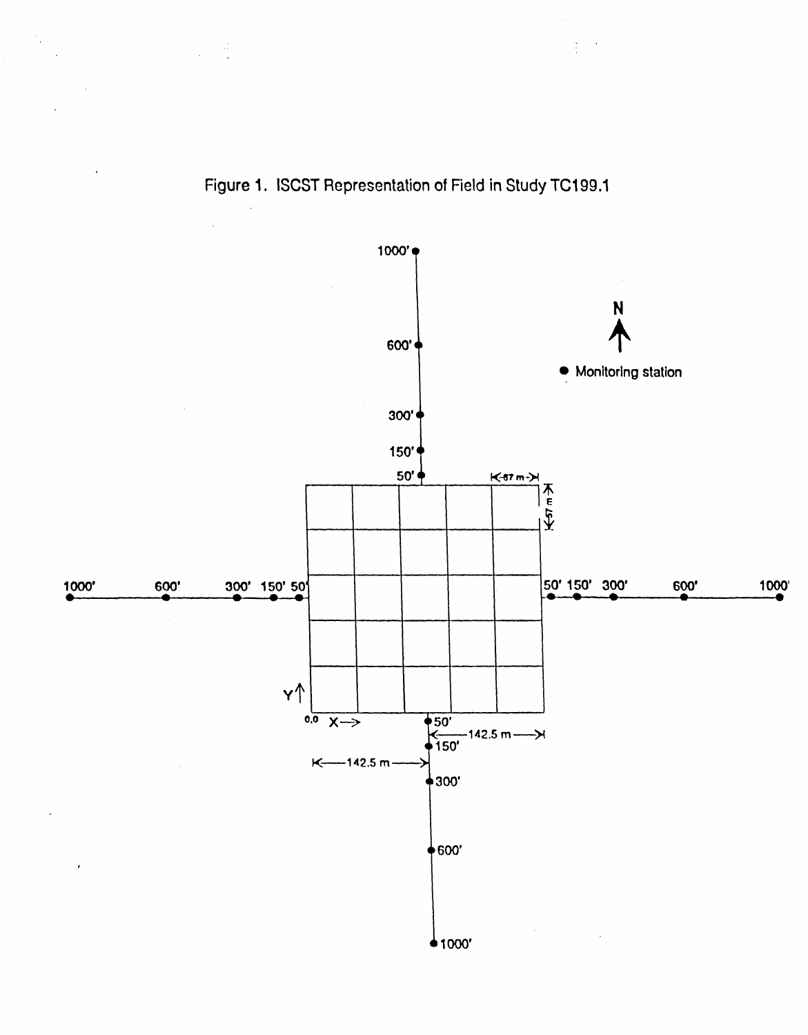Figure 1. ISCST Representation of Field in Study TC199.1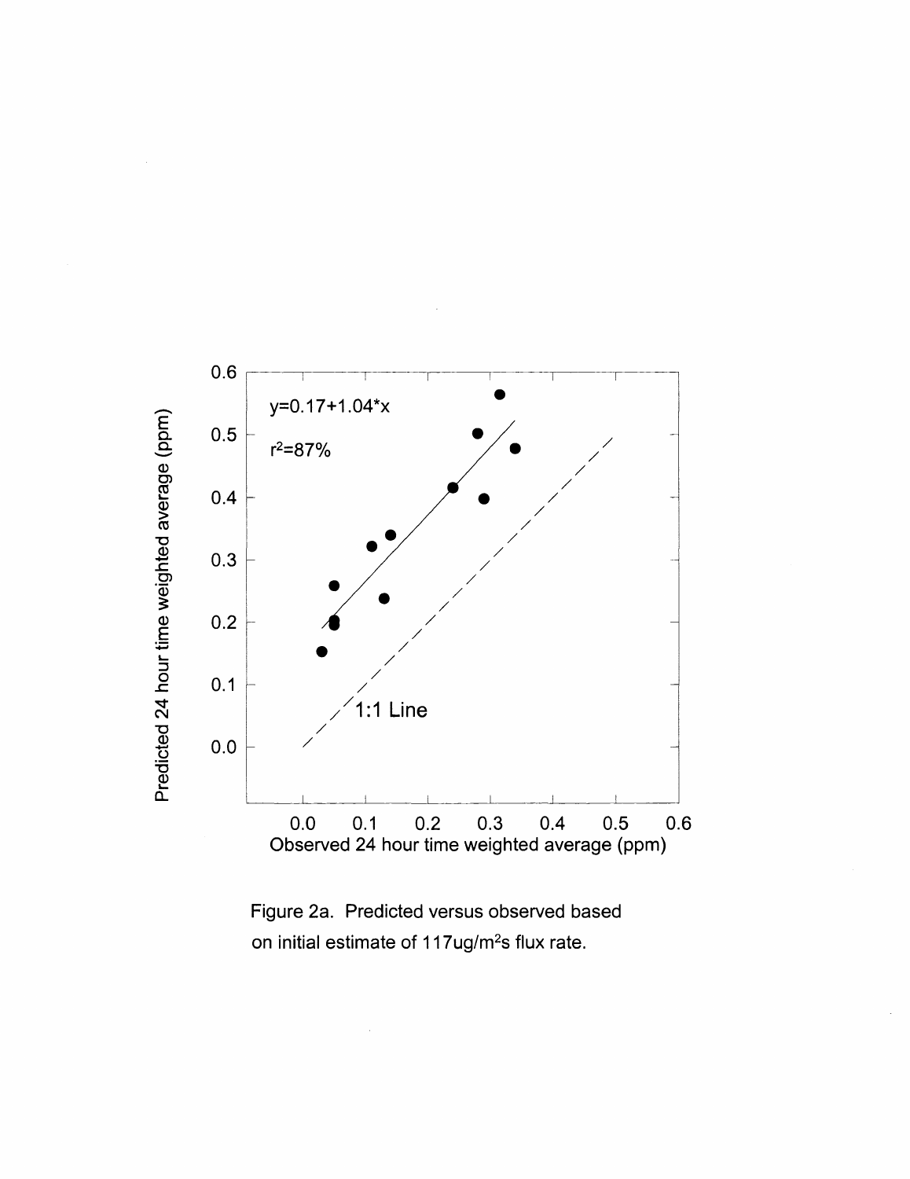Figure 2a. Predicted versus observed based on initial estimate of 117ug/m$^2$s flux rate.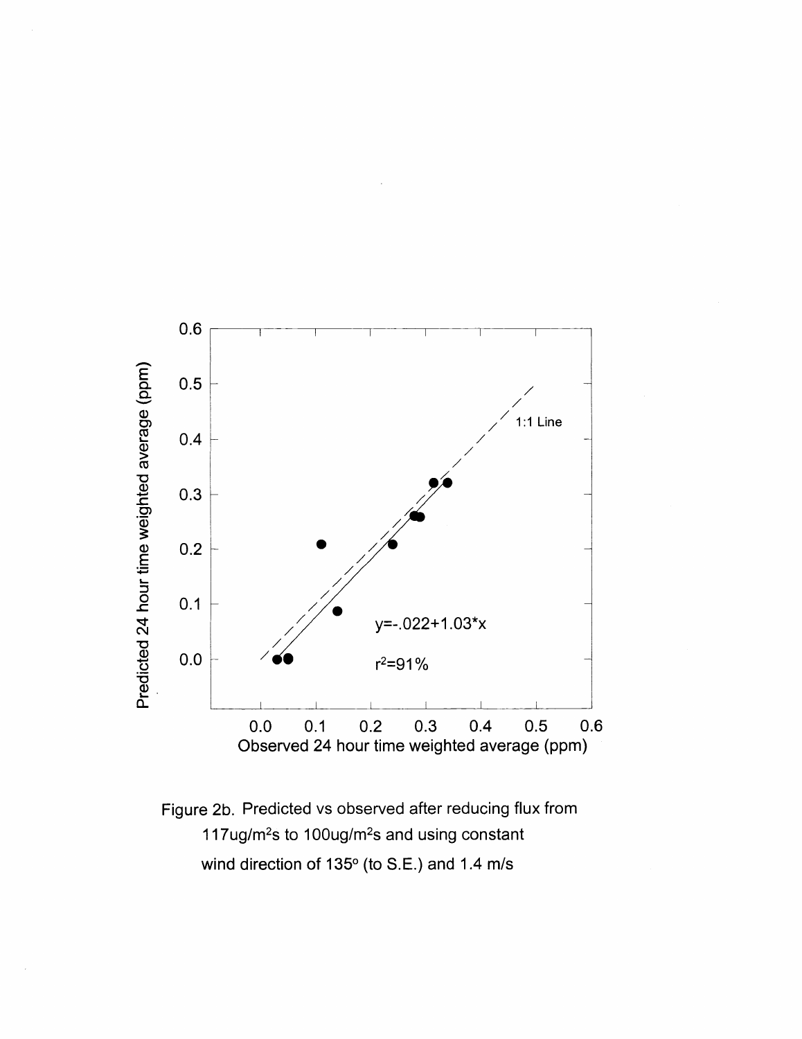Figure 2b. Predicted vs observed after reducing flux from 117ug/m$^2$s to 100ug/m$^2$s and using constant wind direction of 135$^o$ (to S.E.) and 1.4 m/s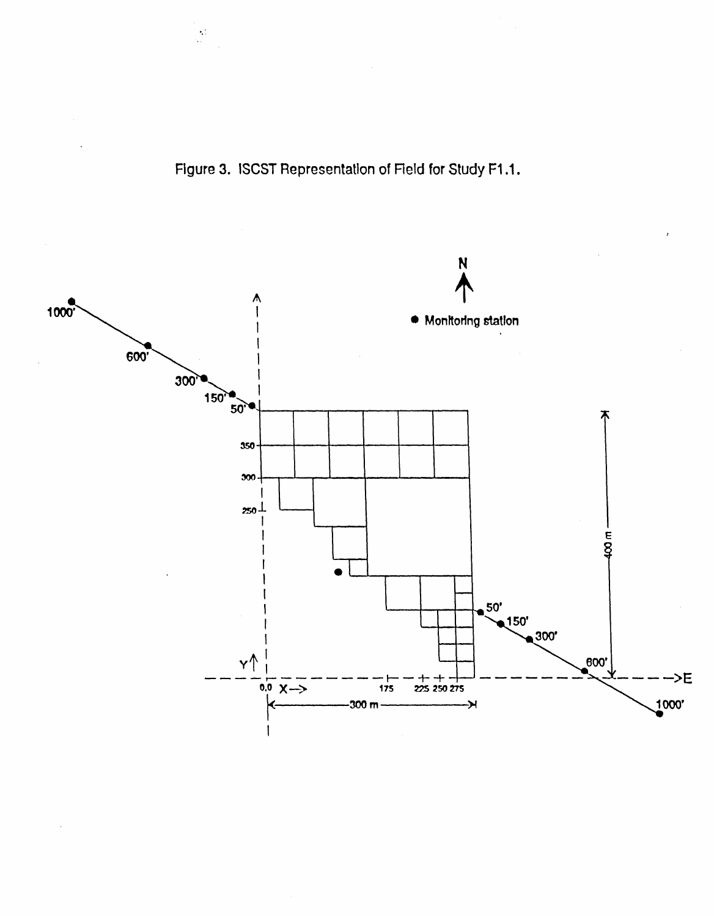Figure 3. ISCST Representation of Field for Study F1.1.

N

● Monitoring station

1000'
600'
300'
150'
50'

350
300
250

50'
150'
300'
600'
1000'

400 m

Y↑

0,0 X—>

175
225 250 275

300 m

E